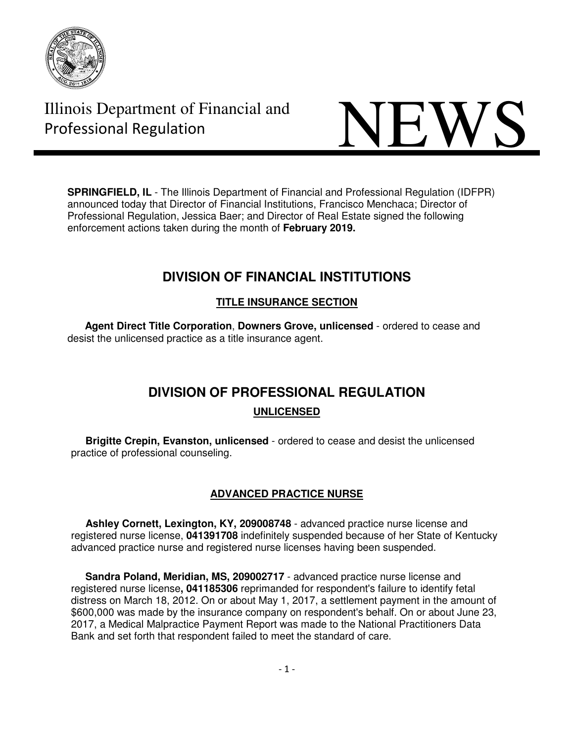Illinois Department of Financial and Professional Regulation

# NEWS

**SPRINGFIELD, IL** - The Illinois Department of Financial and Professional Regulation (IDFPR) announced today that Director of Financial Institutions, Francisco Menchaca; Director of Professional Regulation, Jessica Baer; and Director of Real Estate signed the following enforcement actions taken during the month of **February 2019.**

## DIVISION OF FINANCIAL INSTITUTIONS

### TITLE INSURANCE SECTION

**Agent Direct Title Corporation**, **Downers Grove, unlicensed** - ordered to cease and desist the unlicensed practice as a title insurance agent.

## DIVISION OF PROFESSIONAL REGULATION

### UNLICENSED

**Brigitte Crepin, Evanston, unlicensed** - ordered to cease and desist the unlicensed practice of professional counseling.

### ADVANCED PRACTICE NURSE

**Ashley Cornett, Lexington, KY, 209008748** - advanced practice nurse license and registered nurse license, **041391708** indefinitely suspended because of her State of Kentucky advanced practice nurse and registered nurse licenses having been suspended.

**Sandra Poland, Meridian, MS, 209002717** - advanced practice nurse license and registered nurse license**, 041185306** reprimanded for respondent's failure to identify fetal distress on March 18, 2012. On or about May 1, 2017, a settlement payment in the amount of $600,000 was made by the insurance company on respondent's behalf. On or about June 23, 2017, a Medical Malpractice Payment Report was made to the National Practitioners Data Bank and set forth that respondent failed to meet the standard of care.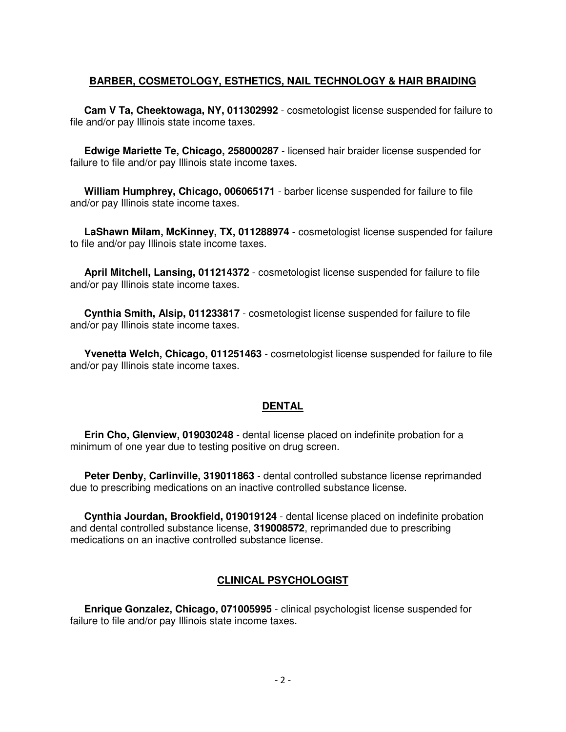## BARBER, COSMETOLOGY, ESTHETICS, NAIL TECHNOLOGY & HAIR BRAIDING

**Cam V Ta, Cheektowaga, NY, 011302992** - cosmetologist license suspended for failure to file and/or pay Illinois state income taxes.

**Edwige Mariette Te, Chicago, 258000287** - licensed hair braider license suspended for failure to file and/or pay Illinois state income taxes.

**William Humphrey, Chicago, 006065171** - barber license suspended for failure to file and/or pay Illinois state income taxes.

**LaShawn Milam, McKinney, TX, 011288974** - cosmetologist license suspended for failure to file and/or pay Illinois state income taxes.

**April Mitchell, Lansing, 011214372** - cosmetologist license suspended for failure to file and/or pay Illinois state income taxes.

**Cynthia Smith, Alsip, 011233817** - cosmetologist license suspended for failure to file and/or pay Illinois state income taxes.

**Yvenetta Welch, Chicago, 011251463** - cosmetologist license suspended for failure to file and/or pay Illinois state income taxes.

## DENTAL

**Erin Cho, Glenview, 019030248** - dental license placed on indefinite probation for a minimum of one year due to testing positive on drug screen.

**Peter Denby, Carlinville, 319011863** - dental controlled substance license reprimanded due to prescribing medications on an inactive controlled substance license.

**Cynthia Jourdan, Brookfield, 019019124** - dental license placed on indefinite probation and dental controlled substance license, **319008572**, reprimanded due to prescribing medications on an inactive controlled substance license.

## CLINICAL PSYCHOLOGIST

**Enrique Gonzalez, Chicago, 071005995** - clinical psychologist license suspended for failure to file and/or pay Illinois state income taxes.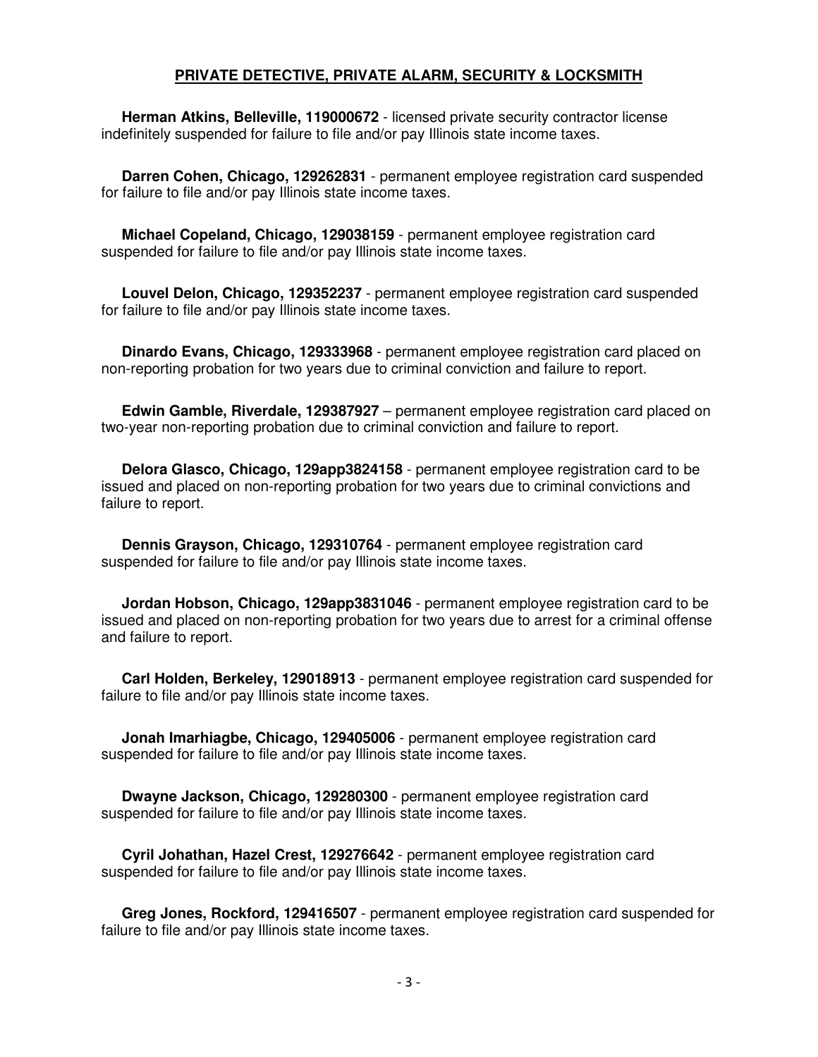## PRIVATE DETECTIVE, PRIVATE ALARM, SECURITY & LOCKSMITH

**Herman Atkins, Belleville, 119000672** - licensed private security contractor license indefinitely suspended for failure to file and/or pay Illinois state income taxes.

**Darren Cohen, Chicago, 129262831** - permanent employee registration card suspended for failure to file and/or pay Illinois state income taxes.

**Michael Copeland, Chicago, 129038159** - permanent employee registration card suspended for failure to file and/or pay Illinois state income taxes.

**Louvel Delon, Chicago, 129352237** - permanent employee registration card suspended for failure to file and/or pay Illinois state income taxes.

**Dinardo Evans, Chicago, 129333968** - permanent employee registration card placed on non-reporting probation for two years due to criminal conviction and failure to report.

**Edwin Gamble, Riverdale, 129387927** – permanent employee registration card placed on two-year non-reporting probation due to criminal conviction and failure to report.

**Delora Glasco, Chicago, 129app3824158** - permanent employee registration card to be issued and placed on non-reporting probation for two years due to criminal convictions and failure to report.

**Dennis Grayson, Chicago, 129310764** - permanent employee registration card suspended for failure to file and/or pay Illinois state income taxes.

**Jordan Hobson, Chicago, 129app3831046** - permanent employee registration card to be issued and placed on non-reporting probation for two years due to arrest for a criminal offense and failure to report.

**Carl Holden, Berkeley, 129018913** - permanent employee registration card suspended for failure to file and/or pay Illinois state income taxes.

**Jonah Imarhiagbe, Chicago, 129405006** - permanent employee registration card suspended for failure to file and/or pay Illinois state income taxes.

**Dwayne Jackson, Chicago, 129280300** - permanent employee registration card suspended for failure to file and/or pay Illinois state income taxes.

**Cyril Johathan, Hazel Crest, 129276642** - permanent employee registration card suspended for failure to file and/or pay Illinois state income taxes.

**Greg Jones, Rockford, 129416507** - permanent employee registration card suspended for failure to file and/or pay Illinois state income taxes.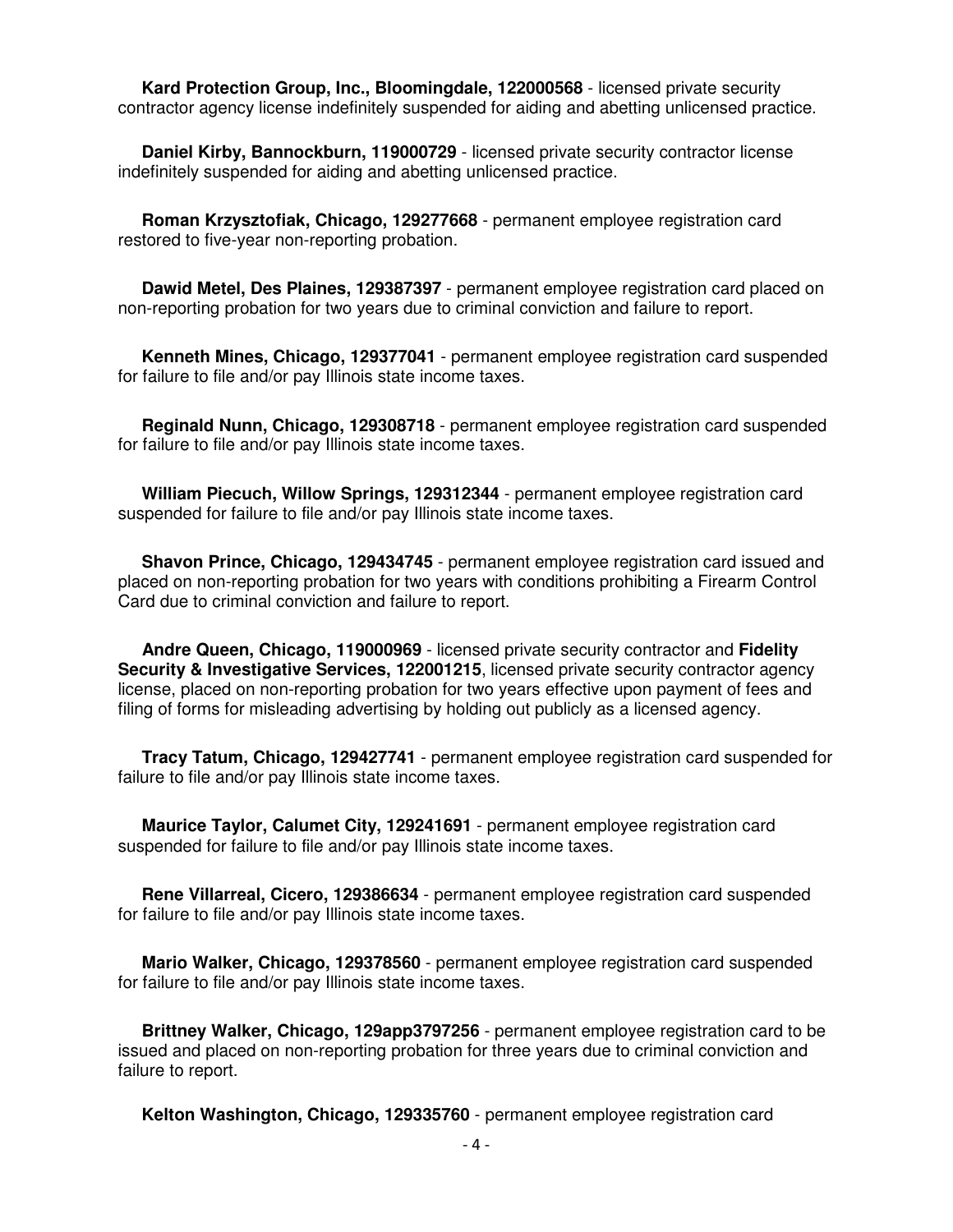**Kard Protection Group, Inc., Bloomingdale, 122000568** - licensed private security contractor agency license indefinitely suspended for aiding and abetting unlicensed practice.

**Daniel Kirby, Bannockburn, 119000729** - licensed private security contractor license indefinitely suspended for aiding and abetting unlicensed practice.

**Roman Krzysztofiak, Chicago, 129277668** - permanent employee registration card restored to five-year non-reporting probation.

**Dawid Metel, Des Plaines, 129387397** - permanent employee registration card placed on non-reporting probation for two years due to criminal conviction and failure to report.

**Kenneth Mines, Chicago, 129377041** - permanent employee registration card suspended for failure to file and/or pay Illinois state income taxes.

**Reginald Nunn, Chicago, 129308718** - permanent employee registration card suspended for failure to file and/or pay Illinois state income taxes.

**William Piecuch, Willow Springs, 129312344** - permanent employee registration card suspended for failure to file and/or pay Illinois state income taxes.

**Shavon Prince, Chicago, 129434745** - permanent employee registration card issued and placed on non-reporting probation for two years with conditions prohibiting a Firearm Control Card due to criminal conviction and failure to report.

**Andre Queen, Chicago, 119000969** - licensed private security contractor and **Fidelity Security & Investigative Services, 122001215**, licensed private security contractor agency license, placed on non-reporting probation for two years effective upon payment of fees and filing of forms for misleading advertising by holding out publicly as a licensed agency.

**Tracy Tatum, Chicago, 129427741** - permanent employee registration card suspended for failure to file and/or pay Illinois state income taxes.

**Maurice Taylor, Calumet City, 129241691** - permanent employee registration card suspended for failure to file and/or pay Illinois state income taxes.

**Rene Villarreal, Cicero, 129386634** - permanent employee registration card suspended for failure to file and/or pay Illinois state income taxes.

**Mario Walker, Chicago, 129378560** - permanent employee registration card suspended for failure to file and/or pay Illinois state income taxes.

**Brittney Walker, Chicago, 129app3797256** - permanent employee registration card to be issued and placed on non-reporting probation for three years due to criminal conviction and failure to report.

**Kelton Washington, Chicago, 129335760** - permanent employee registration card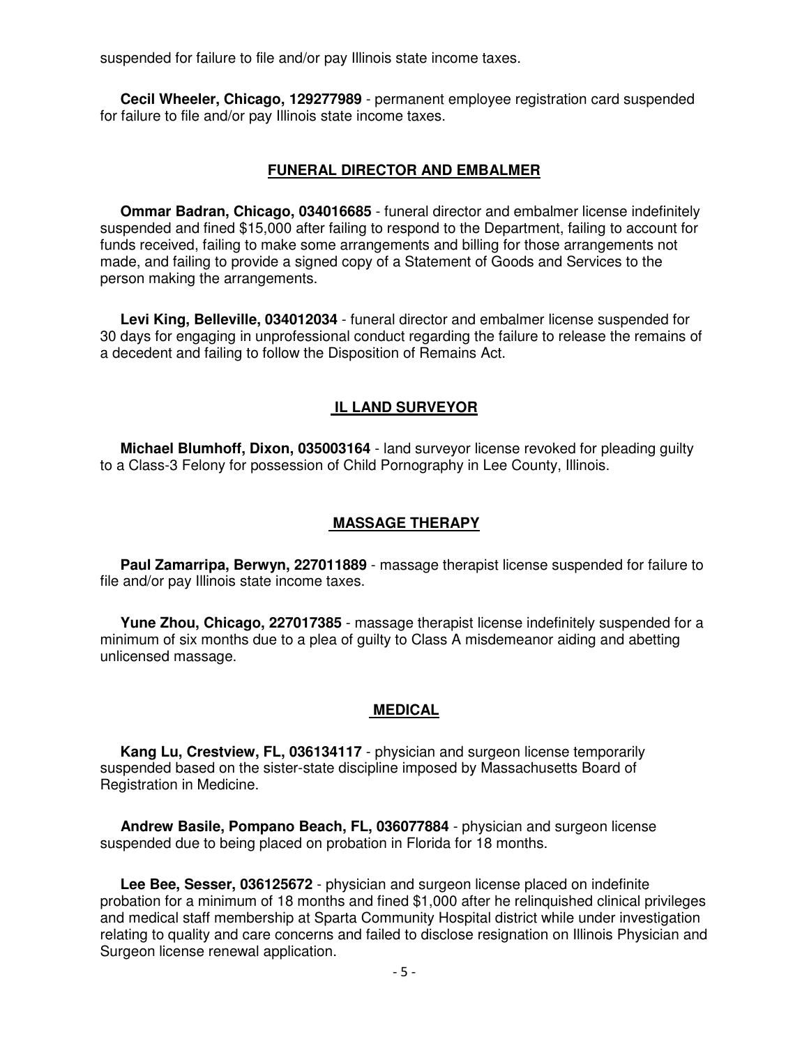suspended for failure to file and/or pay Illinois state income taxes.

**Cecil Wheeler, Chicago, 129277989** - permanent employee registration card suspended for failure to file and/or pay Illinois state income taxes.

## FUNERAL DIRECTOR AND EMBALMER

**Ommar Badran, Chicago, 034016685** - funeral director and embalmer license indefinitely suspended and fined $15,000 after failing to respond to the Department, failing to account for funds received, failing to make some arrangements and billing for those arrangements not made, and failing to provide a signed copy of a Statement of Goods and Services to the person making the arrangements.

**Levi King, Belleville, 034012034** - funeral director and embalmer license suspended for 30 days for engaging in unprofessional conduct regarding the failure to release the remains of a decedent and failing to follow the Disposition of Remains Act.

## IL LAND SURVEYOR

**Michael Blumhoff, Dixon, 035003164** - land surveyor license revoked for pleading guilty to a Class-3 Felony for possession of Child Pornography in Lee County, Illinois.

## MASSAGE THERAPY

**Paul Zamarripa, Berwyn, 227011889** - massage therapist license suspended for failure to file and/or pay Illinois state income taxes.

**Yune Zhou, Chicago, 227017385** - massage therapist license indefinitely suspended for a minimum of six months due to a plea of guilty to Class A misdemeanor aiding and abetting unlicensed massage.

## MEDICAL

**Kang Lu, Crestview, FL, 036134117** - physician and surgeon license temporarily suspended based on the sister-state discipline imposed by Massachusetts Board of Registration in Medicine.

**Andrew Basile, Pompano Beach, FL, 036077884** - physician and surgeon license suspended due to being placed on probation in Florida for 18 months.

**Lee Bee, Sesser, 036125672** - physician and surgeon license placed on indefinite probation for a minimum of 18 months and fined $1,000 after he relinquished clinical privileges and medical staff membership at Sparta Community Hospital district while under investigation relating to quality and care concerns and failed to disclose resignation on Illinois Physician and Surgeon license renewal application.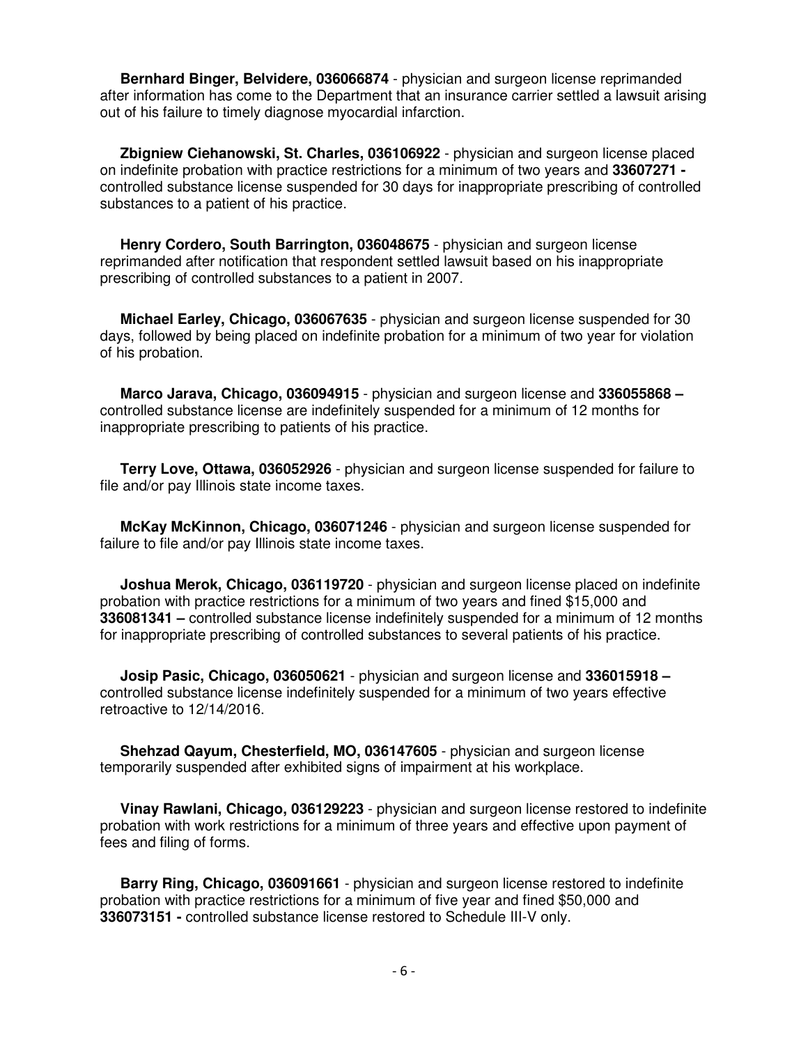**Bernhard Binger, Belvidere, 036066874** - physician and surgeon license reprimanded after information has come to the Department that an insurance carrier settled a lawsuit arising out of his failure to timely diagnose myocardial infarction.

**Zbigniew Ciehanowski, St. Charles, 036106922** - physician and surgeon license placed on indefinite probation with practice restrictions for a minimum of two years and **33607271 -** controlled substance license suspended for 30 days for inappropriate prescribing of controlled substances to a patient of his practice.

**Henry Cordero, South Barrington, 036048675** - physician and surgeon license reprimanded after notification that respondent settled lawsuit based on his inappropriate prescribing of controlled substances to a patient in 2007.

**Michael Earley, Chicago, 036067635** - physician and surgeon license suspended for 30 days, followed by being placed on indefinite probation for a minimum of two year for violation of his probation.

**Marco Jarava, Chicago, 036094915** - physician and surgeon license and **336055868 –** controlled substance license are indefinitely suspended for a minimum of 12 months for inappropriate prescribing to patients of his practice.

**Terry Love, Ottawa, 036052926** - physician and surgeon license suspended for failure to file and/or pay Illinois state income taxes.

**McKay McKinnon, Chicago, 036071246** - physician and surgeon license suspended for failure to file and/or pay Illinois state income taxes.

**Joshua Merok, Chicago, 036119720** - physician and surgeon license placed on indefinite probation with practice restrictions for a minimum of two years and fined $15,000 and **336081341 –** controlled substance license indefinitely suspended for a minimum of 12 months for inappropriate prescribing of controlled substances to several patients of his practice.

**Josip Pasic, Chicago, 036050621** - physician and surgeon license and **336015918 –** controlled substance license indefinitely suspended for a minimum of two years effective retroactive to 12/14/2016.

**Shehzad Qayum, Chesterfield, MO, 036147605** - physician and surgeon license temporarily suspended after exhibited signs of impairment at his workplace.

**Vinay Rawlani, Chicago, 036129223** - physician and surgeon license restored to indefinite probation with work restrictions for a minimum of three years and effective upon payment of fees and filing of forms.

**Barry Ring, Chicago, 036091661** - physician and surgeon license restored to indefinite probation with practice restrictions for a minimum of five year and fined $50,000 and **336073151 -** controlled substance license restored to Schedule III-V only.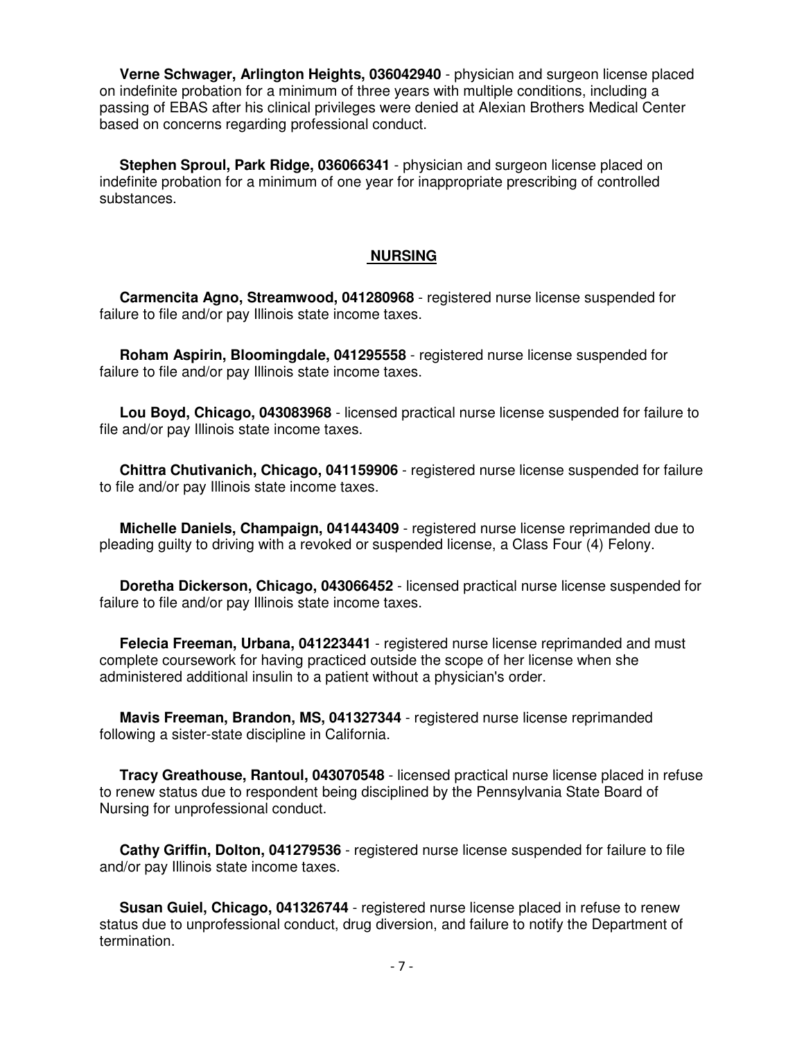**Verne Schwager, Arlington Heights, 036042940** - physician and surgeon license placed on indefinite probation for a minimum of three years with multiple conditions, including a passing of EBAS after his clinical privileges were denied at Alexian Brothers Medical Center based on concerns regarding professional conduct.

**Stephen Sproul, Park Ridge, 036066341** - physician and surgeon license placed on indefinite probation for a minimum of one year for inappropriate prescribing of controlled substances.

## NURSING

**Carmencita Agno, Streamwood, 041280968** - registered nurse license suspended for failure to file and/or pay Illinois state income taxes.

**Roham Aspirin, Bloomingdale, 041295558** - registered nurse license suspended for failure to file and/or pay Illinois state income taxes.

**Lou Boyd, Chicago, 043083968** - licensed practical nurse license suspended for failure to file and/or pay Illinois state income taxes.

**Chittra Chutivanich, Chicago, 041159906** - registered nurse license suspended for failure to file and/or pay Illinois state income taxes.

**Michelle Daniels, Champaign, 041443409** - registered nurse license reprimanded due to pleading guilty to driving with a revoked or suspended license, a Class Four (4) Felony.

**Doretha Dickerson, Chicago, 043066452** - licensed practical nurse license suspended for failure to file and/or pay Illinois state income taxes.

**Felecia Freeman, Urbana, 041223441** - registered nurse license reprimanded and must complete coursework for having practiced outside the scope of her license when she administered additional insulin to a patient without a physician's order.

**Mavis Freeman, Brandon, MS, 041327344** - registered nurse license reprimanded following a sister-state discipline in California.

**Tracy Greathouse, Rantoul, 043070548** - licensed practical nurse license placed in refuse to renew status due to respondent being disciplined by the Pennsylvania State Board of Nursing for unprofessional conduct.

**Cathy Griffin, Dolton, 041279536** - registered nurse license suspended for failure to file and/or pay Illinois state income taxes.

**Susan Guiel, Chicago, 041326744** - registered nurse license placed in refuse to renew status due to unprofessional conduct, drug diversion, and failure to notify the Department of termination.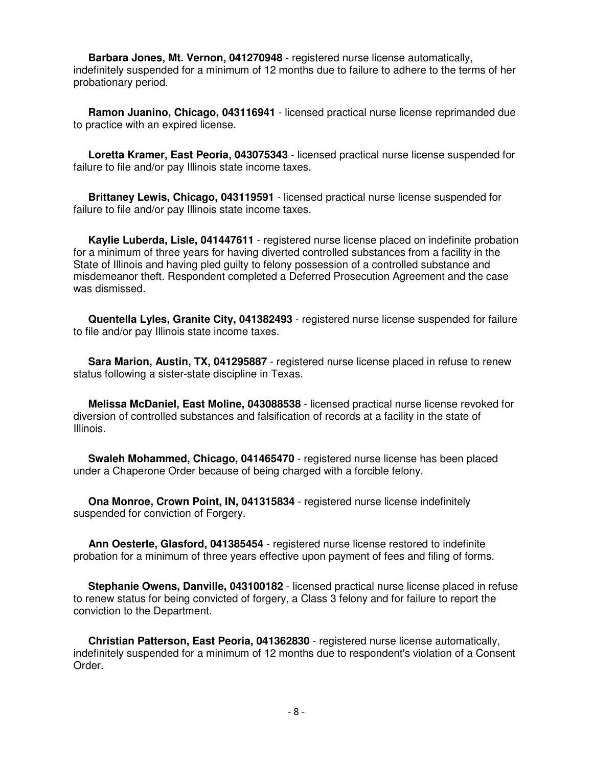**Barbara Jones, Mt. Vernon, 041270948** - registered nurse license automatically, indefinitely suspended for a minimum of 12 months due to failure to adhere to the terms of her probationary period.

**Ramon Juanino, Chicago, 043116941** - licensed practical nurse license reprimanded due to practice with an expired license.

**Loretta Kramer, East Peoria, 043075343** - licensed practical nurse license suspended for failure to file and/or pay Illinois state income taxes.

**Brittaney Lewis, Chicago, 043119591** - licensed practical nurse license suspended for failure to file and/or pay Illinois state income taxes.

**Kaylie Luberda, Lisle, 041447611** - registered nurse license placed on indefinite probation for a minimum of three years for having diverted controlled substances from a facility in the State of Illinois and having pled guilty to felony possession of a controlled substance and misdemeanor theft. Respondent completed a Deferred Prosecution Agreement and the case was dismissed.

**Quentella Lyles, Granite City, 041382493** - registered nurse license suspended for failure to file and/or pay Illinois state income taxes.

**Sara Marion, Austin, TX, 041295887** - registered nurse license placed in refuse to renew status following a sister-state discipline in Texas.

**Melissa McDaniel, East Moline, 043088538** - licensed practical nurse license revoked for diversion of controlled substances and falsification of records at a facility in the state of Illinois.

**Swaleh Mohammed, Chicago, 041465470** - registered nurse license has been placed under a Chaperone Order because of being charged with a forcible felony.

**Ona Monroe, Crown Point, IN, 041315834** - registered nurse license indefinitely suspended for conviction of Forgery.

**Ann Oesterle, Glasford, 041385454** - registered nurse license restored to indefinite probation for a minimum of three years effective upon payment of fees and filing of forms.

**Stephanie Owens, Danville, 043100182** - licensed practical nurse license placed in refuse to renew status for being convicted of forgery, a Class 3 felony and for failure to report the conviction to the Department.

**Christian Patterson, East Peoria, 041362830** - registered nurse license automatically, indefinitely suspended for a minimum of 12 months due to respondent's violation of a Consent Order.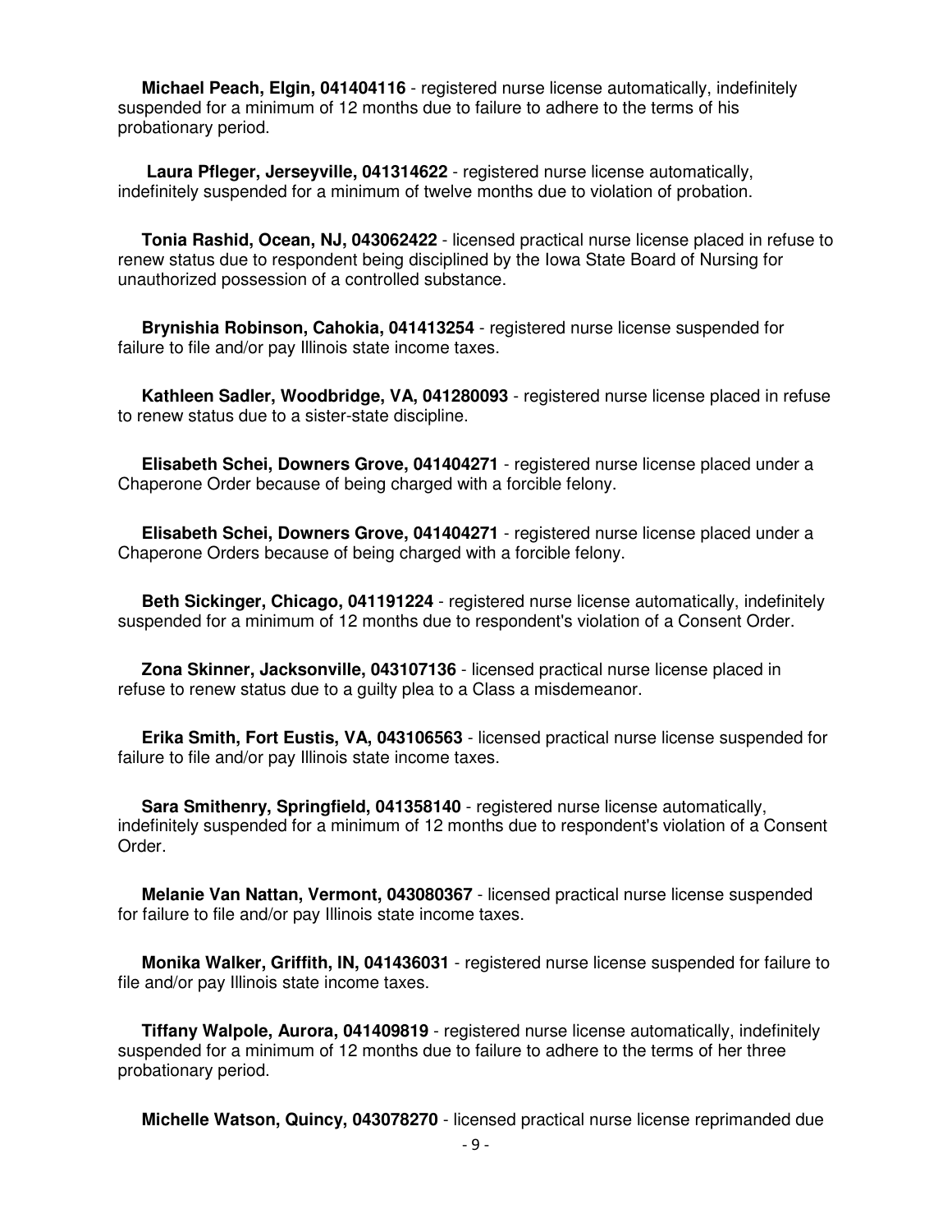**Michael Peach, Elgin, 041404116** - registered nurse license automatically, indefinitely suspended for a minimum of 12 months due to failure to adhere to the terms of his probationary period.

**Laura Pfleger, Jerseyville, 041314622** - registered nurse license automatically, indefinitely suspended for a minimum of twelve months due to violation of probation.

**Tonia Rashid, Ocean, NJ, 043062422** - licensed practical nurse license placed in refuse to renew status due to respondent being disciplined by the Iowa State Board of Nursing for unauthorized possession of a controlled substance.

**Brynishia Robinson, Cahokia, 041413254** - registered nurse license suspended for failure to file and/or pay Illinois state income taxes.

**Kathleen Sadler, Woodbridge, VA, 041280093** - registered nurse license placed in refuse to renew status due to a sister-state discipline.

**Elisabeth Schei, Downers Grove, 041404271** - registered nurse license placed under a Chaperone Order because of being charged with a forcible felony.

**Elisabeth Schei, Downers Grove, 041404271** - registered nurse license placed under a Chaperone Orders because of being charged with a forcible felony.

**Beth Sickinger, Chicago, 041191224** - registered nurse license automatically, indefinitely suspended for a minimum of 12 months due to respondent's violation of a Consent Order.

**Zona Skinner, Jacksonville, 043107136** - licensed practical nurse license placed in refuse to renew status due to a guilty plea to a Class a misdemeanor.

**Erika Smith, Fort Eustis, VA, 043106563** - licensed practical nurse license suspended for failure to file and/or pay Illinois state income taxes.

**Sara Smithenry, Springfield, 041358140** - registered nurse license automatically, indefinitely suspended for a minimum of 12 months due to respondent's violation of a Consent Order.

**Melanie Van Nattan, Vermont, 043080367** - licensed practical nurse license suspended for failure to file and/or pay Illinois state income taxes.

**Monika Walker, Griffith, IN, 041436031** - registered nurse license suspended for failure to file and/or pay Illinois state income taxes.

**Tiffany Walpole, Aurora, 041409819** - registered nurse license automatically, indefinitely suspended for a minimum of 12 months due to failure to adhere to the terms of her three probationary period.

**Michelle Watson, Quincy, 043078270** - licensed practical nurse license reprimanded due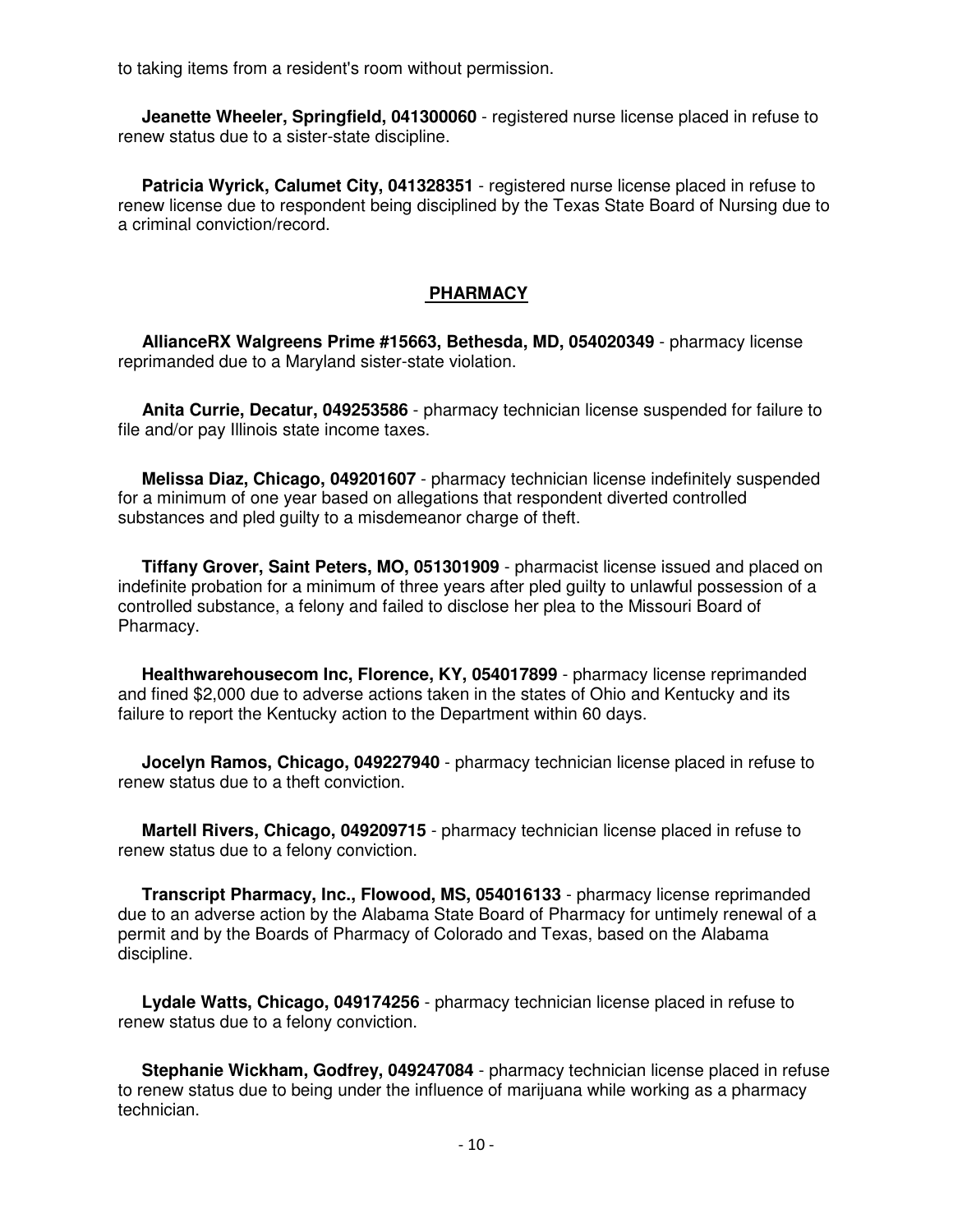to taking items from a resident's room without permission.

**Jeanette Wheeler, Springfield, 041300060** - registered nurse license placed in refuse to renew status due to a sister-state discipline.

**Patricia Wyrick, Calumet City, 041328351** - registered nurse license placed in refuse to renew license due to respondent being disciplined by the Texas State Board of Nursing due to a criminal conviction/record.

## PHARMACY

**AllianceRX Walgreens Prime #15663, Bethesda, MD, 054020349** - pharmacy license reprimanded due to a Maryland sister-state violation.

**Anita Currie, Decatur, 049253586** - pharmacy technician license suspended for failure to file and/or pay Illinois state income taxes.

**Melissa Diaz, Chicago, 049201607** - pharmacy technician license indefinitely suspended for a minimum of one year based on allegations that respondent diverted controlled substances and pled guilty to a misdemeanor charge of theft.

**Tiffany Grover, Saint Peters, MO, 051301909** - pharmacist license issued and placed on indefinite probation for a minimum of three years after pled guilty to unlawful possession of a controlled substance, a felony and failed to disclose her plea to the Missouri Board of Pharmacy.

**Healthwarehousecom Inc, Florence, KY, 054017899** - pharmacy license reprimanded and fined $2,000 due to adverse actions taken in the states of Ohio and Kentucky and its failure to report the Kentucky action to the Department within 60 days.

**Jocelyn Ramos, Chicago, 049227940** - pharmacy technician license placed in refuse to renew status due to a theft conviction.

**Martell Rivers, Chicago, 049209715** - pharmacy technician license placed in refuse to renew status due to a felony conviction.

**Transcript Pharmacy, Inc., Flowood, MS, 054016133** - pharmacy license reprimanded due to an adverse action by the Alabama State Board of Pharmacy for untimely renewal of a permit and by the Boards of Pharmacy of Colorado and Texas, based on the Alabama discipline.

**Lydale Watts, Chicago, 049174256** - pharmacy technician license placed in refuse to renew status due to a felony conviction.

**Stephanie Wickham, Godfrey, 049247084** - pharmacy technician license placed in refuse to renew status due to being under the influence of marijuana while working as a pharmacy technician.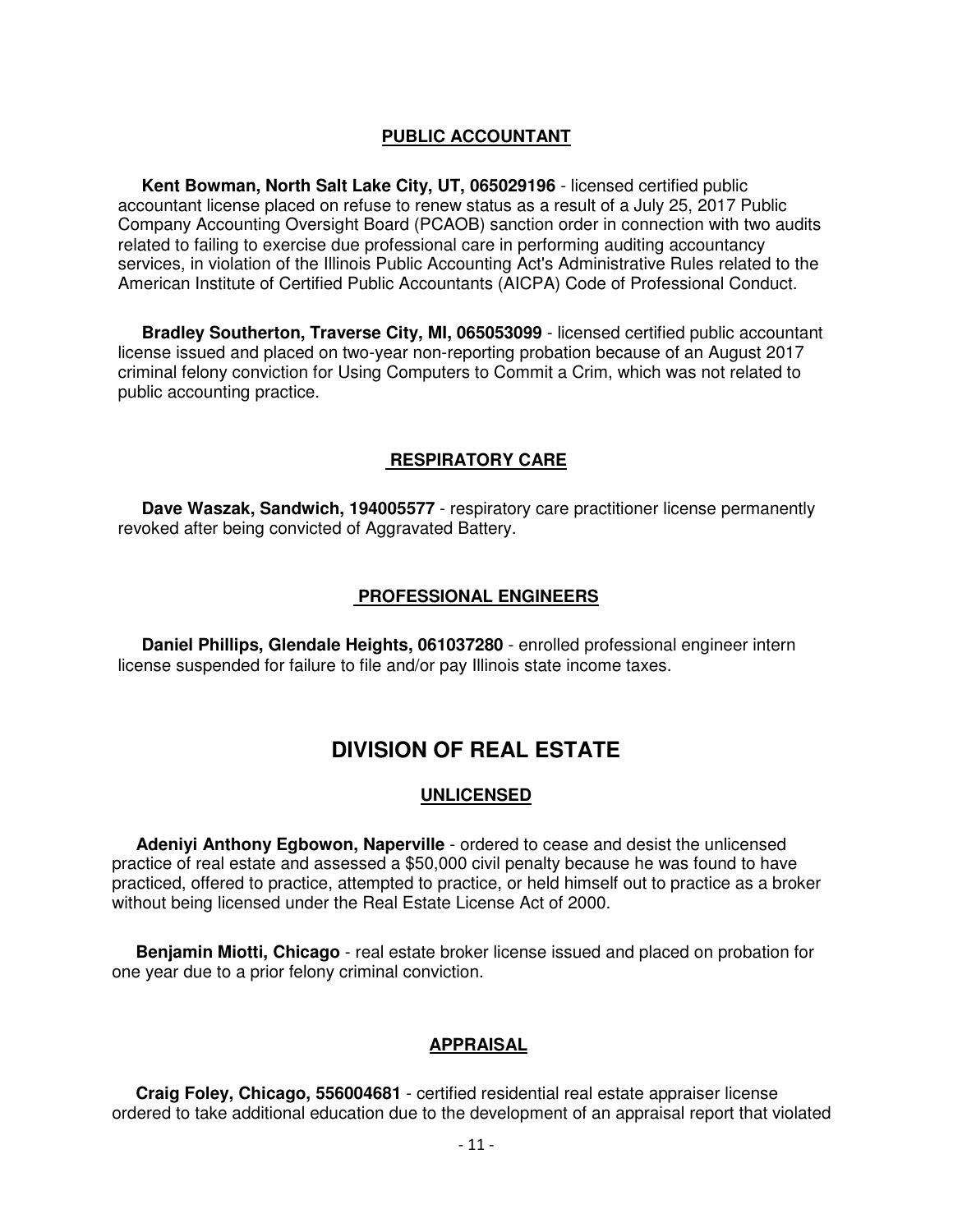### PUBLIC ACCOUNTANT

**Kent Bowman, North Salt Lake City, UT, 065029196** - licensed certified public accountant license placed on refuse to renew status as a result of a July 25, 2017 Public Company Accounting Oversight Board (PCAOB) sanction order in connection with two audits related to failing to exercise due professional care in performing auditing accountancy services, in violation of the Illinois Public Accounting Act's Administrative Rules related to the American Institute of Certified Public Accountants (AICPA) Code of Professional Conduct.

**Bradley Southerton, Traverse City, MI, 065053099** - licensed certified public accountant license issued and placed on two-year non-reporting probation because of an August 2017 criminal felony conviction for Using Computers to Commit a Crim, which was not related to public accounting practice.

### RESPIRATORY CARE

**Dave Waszak, Sandwich, 194005577** - respiratory care practitioner license permanently revoked after being convicted of Aggravated Battery.

### PROFESSIONAL ENGINEERS

**Daniel Phillips, Glendale Heights, 061037280** - enrolled professional engineer intern license suspended for failure to file and/or pay Illinois state income taxes.

## DIVISION OF REAL ESTATE

### UNLICENSED

**Adeniyi Anthony Egbowon, Naperville** - ordered to cease and desist the unlicensed practice of real estate and assessed a $50,000 civil penalty because he was found to have practiced, offered to practice, attempted to practice, or held himself out to practice as a broker without being licensed under the Real Estate License Act of 2000.

**Benjamin Miotti, Chicago** - real estate broker license issued and placed on probation for one year due to a prior felony criminal conviction.

### APPRAISAL

**Craig Foley, Chicago, 556004681** - certified residential real estate appraiser license ordered to take additional education due to the development of an appraisal report that violated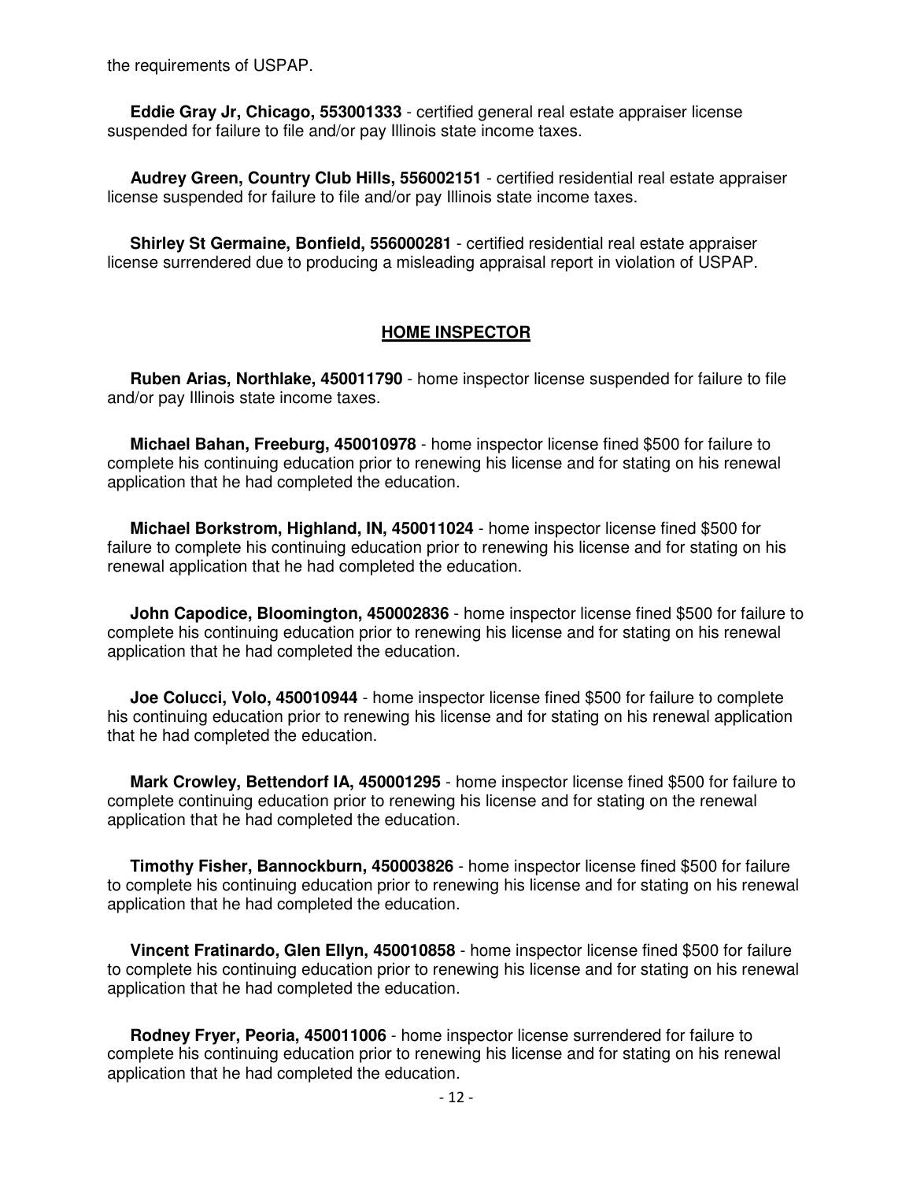the requirements of USPAP.

**Eddie Gray Jr, Chicago, 553001333** - certified general real estate appraiser license suspended for failure to file and/or pay Illinois state income taxes.

**Audrey Green, Country Club Hills, 556002151** - certified residential real estate appraiser license suspended for failure to file and/or pay Illinois state income taxes.

**Shirley St Germaine, Bonfield, 556000281** - certified residential real estate appraiser license surrendered due to producing a misleading appraisal report in violation of USPAP.

## HOME INSPECTOR

**Ruben Arias, Northlake, 450011790** - home inspector license suspended for failure to file and/or pay Illinois state income taxes.

**Michael Bahan, Freeburg, 450010978** - home inspector license fined $500 for failure to complete his continuing education prior to renewing his license and for stating on his renewal application that he had completed the education.

**Michael Borkstrom, Highland, IN, 450011024** - home inspector license fined $500 for failure to complete his continuing education prior to renewing his license and for stating on his renewal application that he had completed the education.

**John Capodice, Bloomington, 450002836** - home inspector license fined $500 for failure to complete his continuing education prior to renewing his license and for stating on his renewal application that he had completed the education.

**Joe Colucci, Volo, 450010944** - home inspector license fined $500 for failure to complete his continuing education prior to renewing his license and for stating on his renewal application that he had completed the education.

**Mark Crowley, Bettendorf IA, 450001295** - home inspector license fined $500 for failure to complete continuing education prior to renewing his license and for stating on the renewal application that he had completed the education.

**Timothy Fisher, Bannockburn, 450003826** - home inspector license fined $500 for failure to complete his continuing education prior to renewing his license and for stating on his renewal application that he had completed the education.

**Vincent Fratinardo, Glen Ellyn, 450010858** - home inspector license fined $500 for failure to complete his continuing education prior to renewing his license and for stating on his renewal application that he had completed the education.

**Rodney Fryer, Peoria, 450011006** - home inspector license surrendered for failure to complete his continuing education prior to renewing his license and for stating on his renewal application that he had completed the education.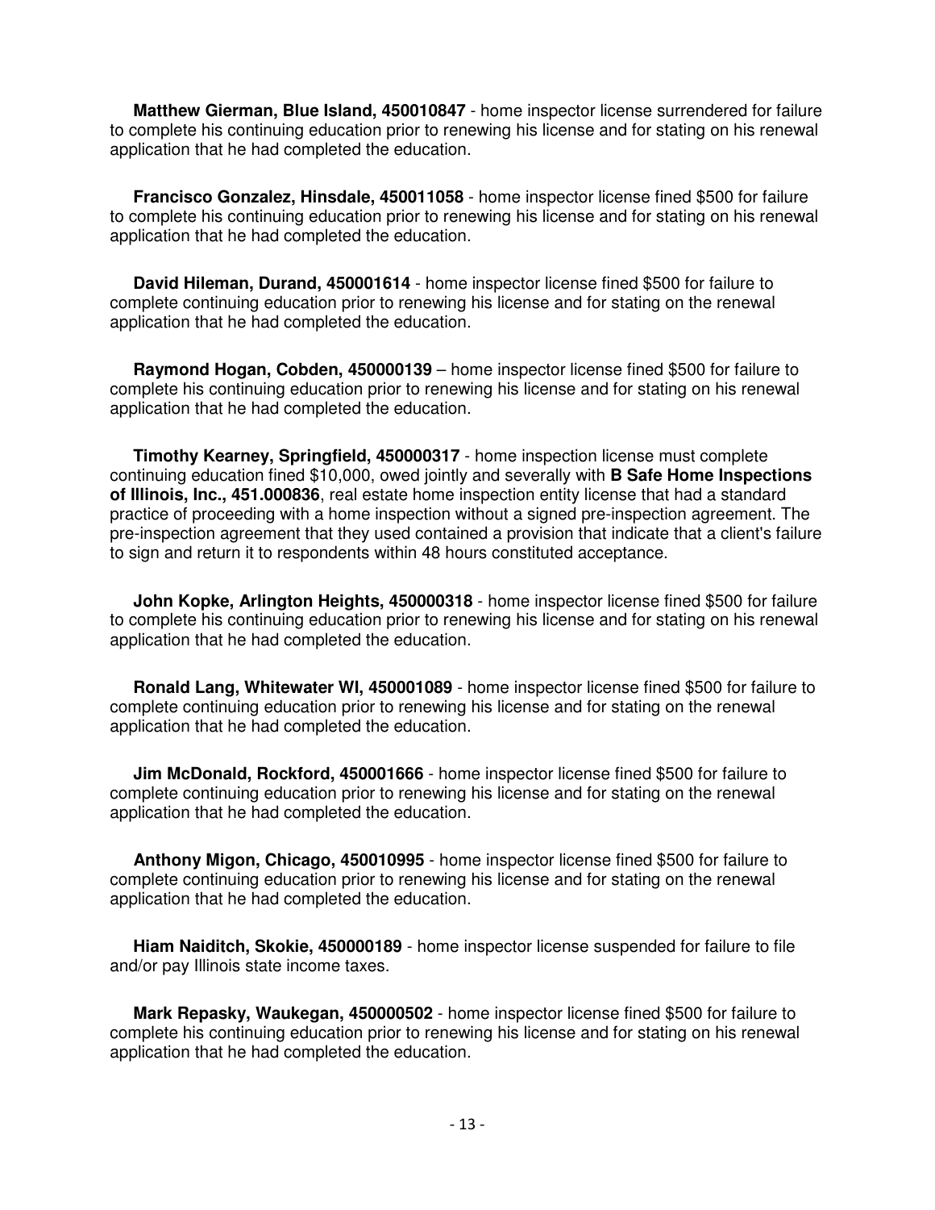**Matthew Gierman, Blue Island, 450010847** - home inspector license surrendered for failure to complete his continuing education prior to renewing his license and for stating on his renewal application that he had completed the education.

**Francisco Gonzalez, Hinsdale, 450011058** - home inspector license fined $500 for failure to complete his continuing education prior to renewing his license and for stating on his renewal application that he had completed the education.

**David Hileman, Durand, 450001614** - home inspector license fined $500 for failure to complete continuing education prior to renewing his license and for stating on the renewal application that he had completed the education.

**Raymond Hogan, Cobden, 450000139** – home inspector license fined $500 for failure to complete his continuing education prior to renewing his license and for stating on his renewal application that he had completed the education.

**Timothy Kearney, Springfield, 450000317** - home inspection license must complete continuing education fined $10,000, owed jointly and severally with **B Safe Home Inspections of Illinois, Inc., 451.000836**, real estate home inspection entity license that had a standard practice of proceeding with a home inspection without a signed pre-inspection agreement. The pre-inspection agreement that they used contained a provision that indicate that a client's failure to sign and return it to respondents within 48 hours constituted acceptance.

**John Kopke, Arlington Heights, 450000318** - home inspector license fined $500 for failure to complete his continuing education prior to renewing his license and for stating on his renewal application that he had completed the education.

**Ronald Lang, Whitewater WI, 450001089** - home inspector license fined $500 for failure to complete continuing education prior to renewing his license and for stating on the renewal application that he had completed the education.

**Jim McDonald, Rockford, 450001666** - home inspector license fined $500 for failure to complete continuing education prior to renewing his license and for stating on the renewal application that he had completed the education.

**Anthony Migon, Chicago, 450010995** - home inspector license fined $500 for failure to complete continuing education prior to renewing his license and for stating on the renewal application that he had completed the education.

**Hiam Naiditch, Skokie, 450000189** - home inspector license suspended for failure to file and/or pay Illinois state income taxes.

**Mark Repasky, Waukegan, 450000502** - home inspector license fined $500 for failure to complete his continuing education prior to renewing his license and for stating on his renewal application that he had completed the education.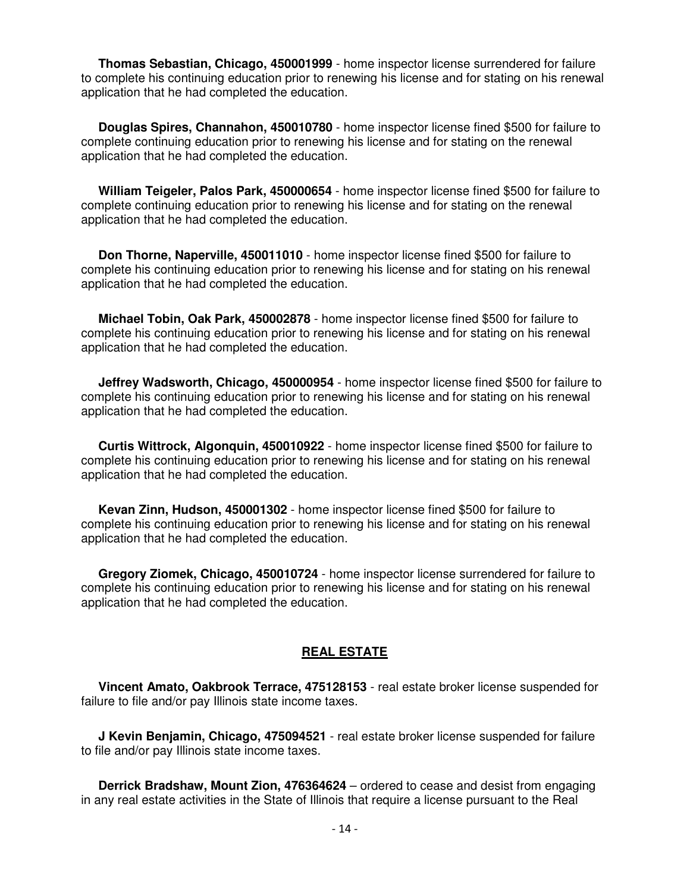**Thomas Sebastian, Chicago, 450001999** - home inspector license surrendered for failure to complete his continuing education prior to renewing his license and for stating on his renewal application that he had completed the education.

**Douglas Spires, Channahon, 450010780** - home inspector license fined $500 for failure to complete continuing education prior to renewing his license and for stating on the renewal application that he had completed the education.

**William Teigeler, Palos Park, 450000654** - home inspector license fined $500 for failure to complete continuing education prior to renewing his license and for stating on the renewal application that he had completed the education.

**Don Thorne, Naperville, 450011010** - home inspector license fined $500 for failure to complete his continuing education prior to renewing his license and for stating on his renewal application that he had completed the education.

**Michael Tobin, Oak Park, 450002878** - home inspector license fined $500 for failure to complete his continuing education prior to renewing his license and for stating on his renewal application that he had completed the education.

**Jeffrey Wadsworth, Chicago, 450000954** - home inspector license fined $500 for failure to complete his continuing education prior to renewing his license and for stating on his renewal application that he had completed the education.

**Curtis Wittrock, Algonquin, 450010922** - home inspector license fined $500 for failure to complete his continuing education prior to renewing his license and for stating on his renewal application that he had completed the education.

**Kevan Zinn, Hudson, 450001302** - home inspector license fined $500 for failure to complete his continuing education prior to renewing his license and for stating on his renewal application that he had completed the education.

**Gregory Ziomek, Chicago, 450010724** - home inspector license surrendered for failure to complete his continuing education prior to renewing his license and for stating on his renewal application that he had completed the education.

## REAL ESTATE

**Vincent Amato, Oakbrook Terrace, 475128153** - real estate broker license suspended for failure to file and/or pay Illinois state income taxes.

**J Kevin Benjamin, Chicago, 475094521** - real estate broker license suspended for failure to file and/or pay Illinois state income taxes.

**Derrick Bradshaw, Mount Zion, 476364624** – ordered to cease and desist from engaging in any real estate activities in the State of Illinois that require a license pursuant to the Real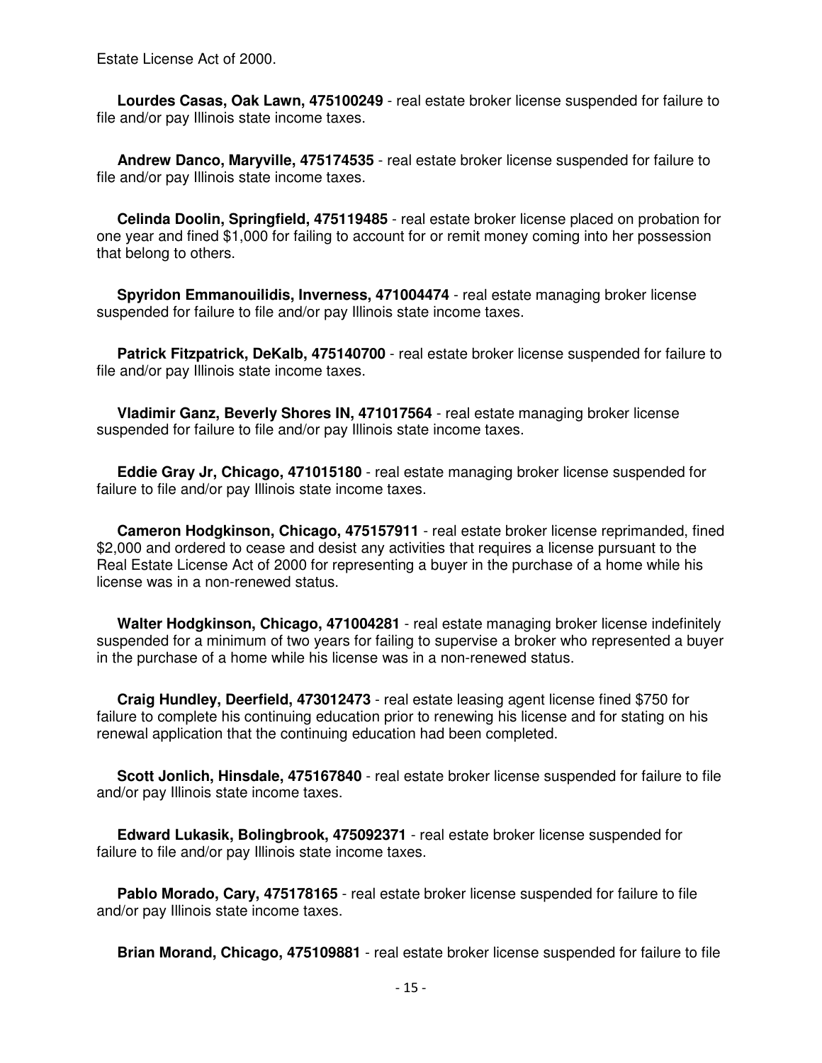Estate License Act of 2000.

**Lourdes Casas, Oak Lawn, 475100249** - real estate broker license suspended for failure to file and/or pay Illinois state income taxes.

**Andrew Danco, Maryville, 475174535** - real estate broker license suspended for failure to file and/or pay Illinois state income taxes.

**Celinda Doolin, Springfield, 475119485** - real estate broker license placed on probation for one year and fined $1,000 for failing to account for or remit money coming into her possession that belong to others.

**Spyridon Emmanouilidis, Inverness, 471004474** - real estate managing broker license suspended for failure to file and/or pay Illinois state income taxes.

**Patrick Fitzpatrick, DeKalb, 475140700** - real estate broker license suspended for failure to file and/or pay Illinois state income taxes.

**Vladimir Ganz, Beverly Shores IN, 471017564** - real estate managing broker license suspended for failure to file and/or pay Illinois state income taxes.

**Eddie Gray Jr, Chicago, 471015180** - real estate managing broker license suspended for failure to file and/or pay Illinois state income taxes.

**Cameron Hodgkinson, Chicago, 475157911** - real estate broker license reprimanded, fined $2,000 and ordered to cease and desist any activities that requires a license pursuant to the Real Estate License Act of 2000 for representing a buyer in the purchase of a home while his license was in a non-renewed status.

**Walter Hodgkinson, Chicago, 471004281** - real estate managing broker license indefinitely suspended for a minimum of two years for failing to supervise a broker who represented a buyer in the purchase of a home while his license was in a non-renewed status.

**Craig Hundley, Deerfield, 473012473** - real estate leasing agent license fined $750 for failure to complete his continuing education prior to renewing his license and for stating on his renewal application that the continuing education had been completed.

**Scott Jonlich, Hinsdale, 475167840** - real estate broker license suspended for failure to file and/or pay Illinois state income taxes.

**Edward Lukasik, Bolingbrook, 475092371** - real estate broker license suspended for failure to file and/or pay Illinois state income taxes.

**Pablo Morado, Cary, 475178165** - real estate broker license suspended for failure to file and/or pay Illinois state income taxes.

**Brian Morand, Chicago, 475109881** - real estate broker license suspended for failure to file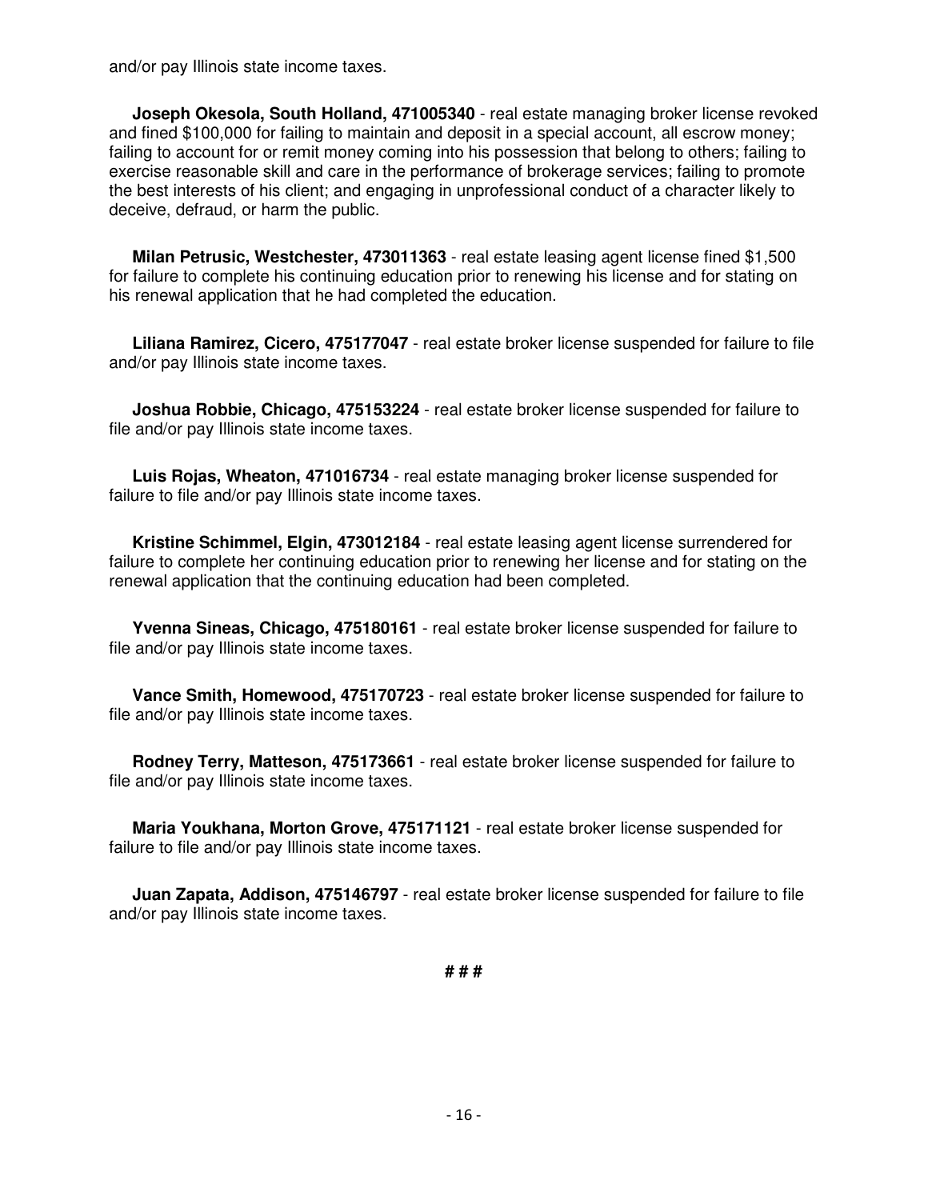and/or pay Illinois state income taxes.

**Joseph Okesola, South Holland, 471005340** - real estate managing broker license revoked and fined $100,000 for failing to maintain and deposit in a special account, all escrow money; failing to account for or remit money coming into his possession that belong to others; failing to exercise reasonable skill and care in the performance of brokerage services; failing to promote the best interests of his client; and engaging in unprofessional conduct of a character likely to deceive, defraud, or harm the public.

**Milan Petrusic, Westchester, 473011363** - real estate leasing agent license fined $1,500 for failure to complete his continuing education prior to renewing his license and for stating on his renewal application that he had completed the education.

**Liliana Ramirez, Cicero, 475177047** - real estate broker license suspended for failure to file and/or pay Illinois state income taxes.

**Joshua Robbie, Chicago, 475153224** - real estate broker license suspended for failure to file and/or pay Illinois state income taxes.

**Luis Rojas, Wheaton, 471016734** - real estate managing broker license suspended for failure to file and/or pay Illinois state income taxes.

**Kristine Schimmel, Elgin, 473012184** - real estate leasing agent license surrendered for failure to complete her continuing education prior to renewing her license and for stating on the renewal application that the continuing education had been completed.

**Yvenna Sineas, Chicago, 475180161** - real estate broker license suspended for failure to file and/or pay Illinois state income taxes.

**Vance Smith, Homewood, 475170723** - real estate broker license suspended for failure to file and/or pay Illinois state income taxes.

**Rodney Terry, Matteson, 475173661** - real estate broker license suspended for failure to file and/or pay Illinois state income taxes.

**Maria Youkhana, Morton Grove, 475171121** - real estate broker license suspended for failure to file and/or pay Illinois state income taxes.

**Juan Zapata, Addison, 475146797** - real estate broker license suspended for failure to file and/or pay Illinois state income taxes.

**# # #**